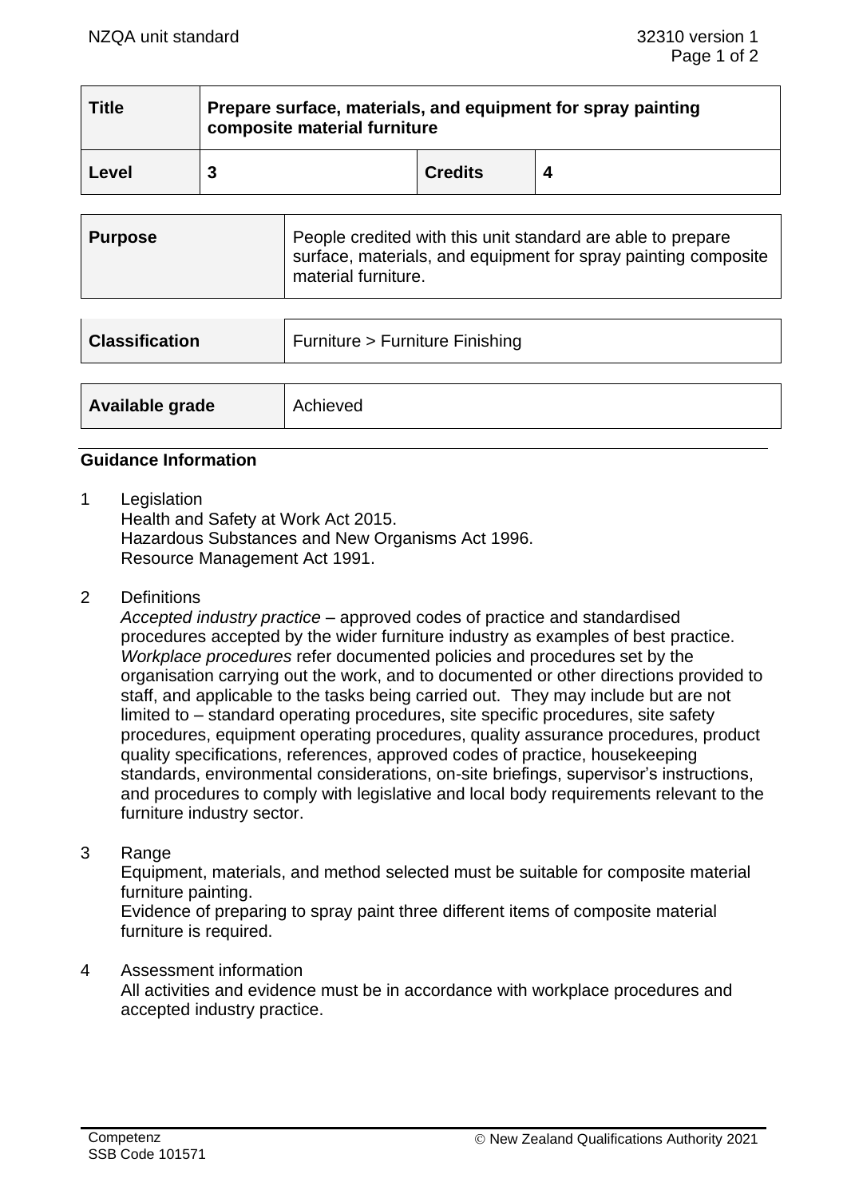| Title | Prepare surface, materials, and equipment for spray painting composite material furniture | | |
|---|---|---|---|
| Level | 3 | Credits | 4 |

| Purpose | People credited with this unit standard are able to prepare surface, materials, and equipment for spray painting composite material furniture. |
|---|---|

| Classification | Furniture > Furniture Finishing |
|---|---|

| Available grade | Achieved |
|---|---|

## Guidance Information

1 Legislation
Health and Safety at Work Act 2015.
Hazardous Substances and New Organisms Act 1996.
Resource Management Act 1991.

2 Definitions
*Accepted industry practice* – approved codes of practice and standardised procedures accepted by the wider furniture industry as examples of best practice.
*Workplace procedures* refer documented policies and procedures set by the organisation carrying out the work, and to documented or other directions provided to staff, and applicable to the tasks being carried out. They may include but are not limited to – standard operating procedures, site specific procedures, site safety procedures, equipment operating procedures, quality assurance procedures, product quality specifications, references, approved codes of practice, housekeeping standards, environmental considerations, on-site briefings, supervisor's instructions, and procedures to comply with legislative and local body requirements relevant to the furniture industry sector.

3 Range
Equipment, materials, and method selected must be suitable for composite material furniture painting.
Evidence of preparing to spray paint three different items of composite material furniture is required.

4 Assessment information
All activities and evidence must be in accordance with workplace procedures and accepted industry practice.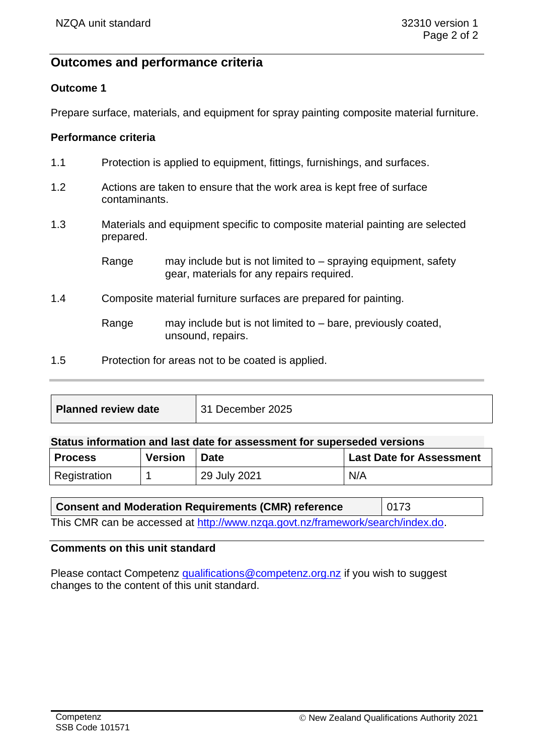## Outcomes and performance criteria

### Outcome 1

Prepare surface, materials, and equipment for spray painting composite material furniture.

### Performance criteria

1.1 Protection is applied to equipment, fittings, furnishings, and surfaces.

1.2 Actions are taken to ensure that the work area is kept free of surface contaminants.

1.3 Materials and equipment specific to composite material painting are selected prepared.

Range may include but is not limited to – spraying equipment, safety gear, materials for any repairs required.

1.4 Composite material furniture surfaces are prepared for painting.

Range may include but is not limited to – bare, previously coated, unsound, repairs.

1.5 Protection for areas not to be coated is applied.

| | |
|---|---|
| **Planned review date** | 31 December 2025 |

**Status information and last date for assessment for superseded versions**

| Process | Version | Date | Last Date for Assessment |
|---|---|---|---|
| Registration | 1 | 29 July 2021 | N/A |

| | |
|---|---|
| **Consent and Moderation Requirements (CMR) reference** | 0173 |

This CMR can be accessed at http://www.nzqa.govt.nz/framework/search/index.do.

### Comments on this unit standard

Please contact Competenz qualifications@competenz.org.nz if you wish to suggest changes to the content of this unit standard.